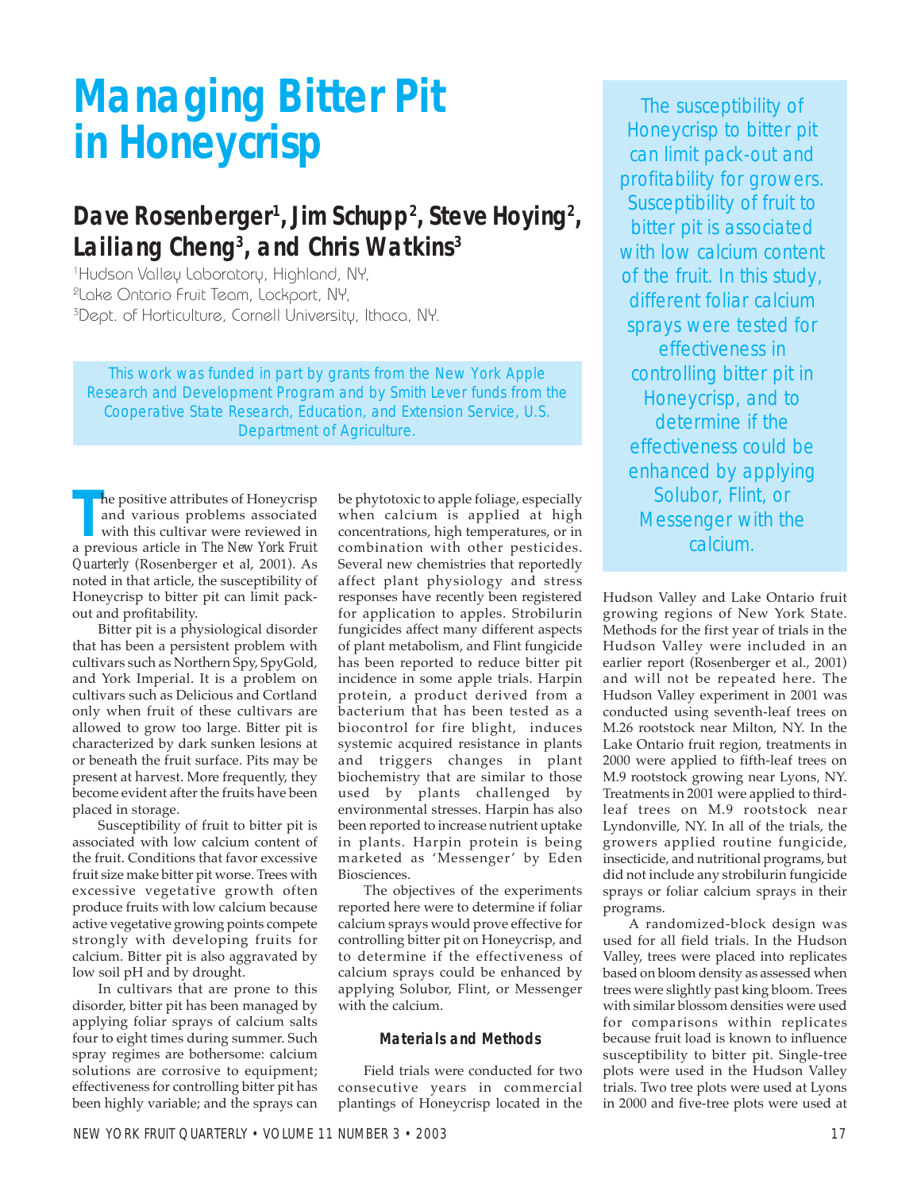# Managing Bitter Pit in Honeycrisp

## Dave Rosenberger[1], Jim Schupp[2], Steve Hoying[2], Lailiang Cheng[3], and Chris Watkins[3]

[1]Hudson Valley Laboratory, Highland, NY,
[2]Lake Ontario Fruit Team, Lockport, NY,
[3]Dept. of Horticulture, Cornell University, Ithaca, NY.

This work was funded in part by grants from the New York Apple Research and Development Program and by Smith Lever funds from the Cooperative State Research, Education, and Extension Service, U.S. Department of Agriculture.

The susceptibility of Honeycrisp to bitter pit can limit pack-out and profitability for growers. Susceptibility of fruit to bitter pit is associated with low calcium content of the fruit. In this study, different foliar calcium sprays were tested for effectiveness in controlling bitter pit in Honeycrisp, and to determine if the effectiveness could be enhanced by applying Solubor, Flint, or Messenger with the calcium.

The positive attributes of Honeycrisp and various problems associated with this cultivar were reviewed in a previous article in *The New York Fruit Quarterly* (Rosenberger et al, 2001). As noted in that article, the susceptibility of Honeycrisp to bitter pit can limit pack-out and profitability.

Bitter pit is a physiological disorder that has been a persistent problem with cultivars such as Northern Spy, SpyGold, and York Imperial. It is a problem on cultivars such as Delicious and Cortland only when fruit of these cultivars are allowed to grow too large. Bitter pit is characterized by dark sunken lesions at or beneath the fruit surface. Pits may be present at harvest. More frequently, they become evident after the fruits have been placed in storage.

Susceptibility of fruit to bitter pit is associated with low calcium content of the fruit. Conditions that favor excessive fruit size make bitter pit worse. Trees with excessive vegetative growth often produce fruits with low calcium because active vegetative growing points compete strongly with developing fruits for calcium. Bitter pit is also aggravated by low soil pH and by drought.

In cultivars that are prone to this disorder, bitter pit has been managed by applying foliar sprays of calcium salts four to eight times during summer. Such spray regimes are bothersome: calcium solutions are corrosive to equipment; effectiveness for controlling bitter pit has been highly variable; and the sprays can be phytotoxic to apple foliage, especially when calcium is applied at high concentrations, high temperatures, or in combination with other pesticides. Several new chemistries that reportedly affect plant physiology and stress responses have recently been registered for application to apples. Strobilurin fungicides affect many different aspects of plant metabolism, and Flint fungicide has been reported to reduce bitter pit incidence in some apple trials. Harpin protein, a product derived from a bacterium that has been tested as a biocontrol for fire blight, induces systemic acquired resistance in plants and triggers changes in plant biochemistry that are similar to those used by plants challenged by environmental stresses. Harpin has also been reported to increase nutrient uptake in plants. Harpin protein is being marketed as 'Messenger' by Eden Biosciences.

The objectives of the experiments reported here were to determine if foliar calcium sprays would prove effective for controlling bitter pit on Honeycrisp, and to determine if the effectiveness of calcium sprays could be enhanced by applying Solubor, Flint, or Messenger with the calcium.

### Materials and Methods

Field trials were conducted for two consecutive years in commercial plantings of Honeycrisp located in the Hudson Valley and Lake Ontario fruit growing regions of New York State. Methods for the first year of trials in the Hudson Valley were included in an earlier report (Rosenberger et al., 2001) and will not be repeated here. The Hudson Valley experiment in 2001 was conducted using seventh-leaf trees on M.26 rootstock near Milton, NY. In the Lake Ontario fruit region, treatments in 2000 were applied to fifth-leaf trees on M.9 rootstock growing near Lyons, NY. Treatments in 2001 were applied to third-leaf trees on M.9 rootstock near Lyndonville, NY. In all of the trials, the growers applied routine fungicide, insecticide, and nutritional programs, but did not include any strobilurin fungicide sprays or foliar calcium sprays in their programs.

A randomized-block design was used for all field trials. In the Hudson Valley, trees were placed into replicates based on bloom density as assessed when trees were slightly past king bloom. Trees with similar blossom densities were used for comparisons within replicates because fruit load is known to influence susceptibility to bitter pit. Single-tree plots were used in the Hudson Valley trials. Two tree plots were used at Lyons in 2000 and five-tree plots were used at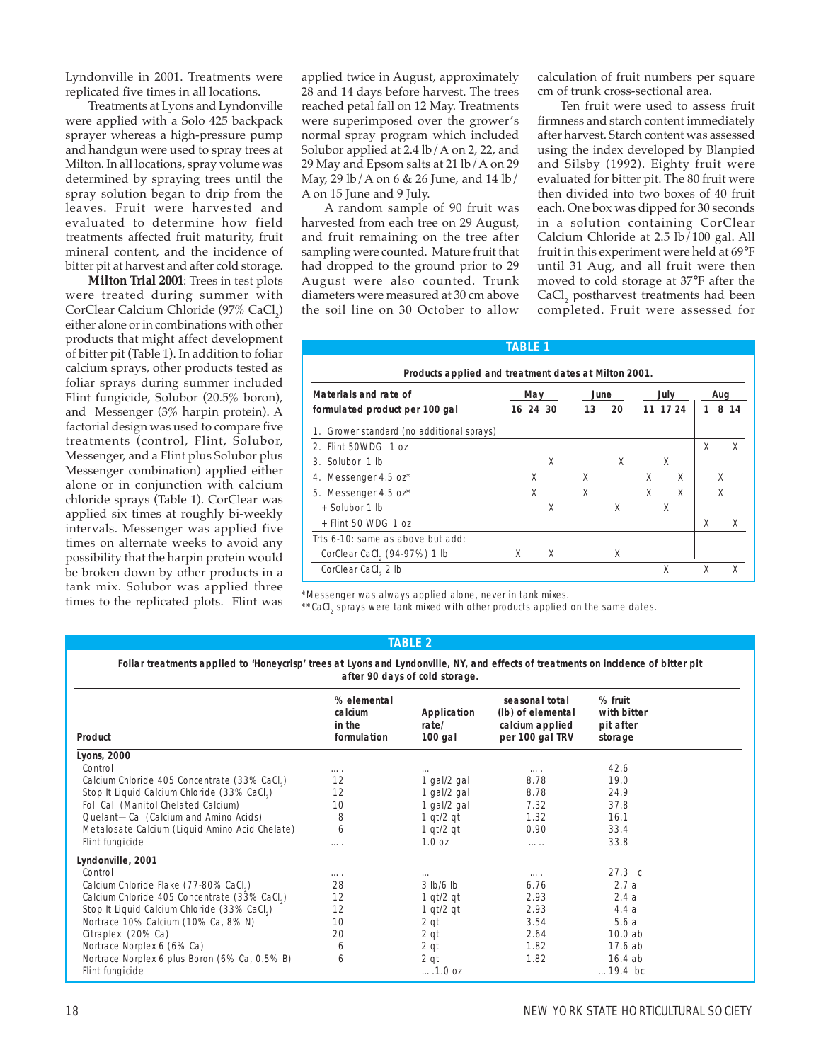Lyndonville in 2001. Treatments were replicated five times in all locations.

Treatments at Lyons and Lyndonville were applied with a Solo 425 backpack sprayer whereas a high-pressure pump and handgun were used to spray trees at Milton. In all locations, spray volume was determined by spraying trees until the spray solution began to drip from the leaves. Fruit were harvested and evaluated to determine how field treatments affected fruit maturity, fruit mineral content, and the incidence of bitter pit at harvest and after cold storage.

**Milton Trial 2001**: Trees in test plots were treated during summer with CorClear Calcium Chloride (97% $CaCl_2$) either alone or in combinations with other products that might affect development of bitter pit (Table 1). In addition to foliar calcium sprays, other products tested as foliar sprays during summer included Flint fungicide, Solubor (20.5% boron), and Messenger (3% harpin protein). A factorial design was used to compare five treatments (control, Flint, Solubor, Messenger, and a Flint plus Solubor plus Messenger combination) applied either alone or in conjunction with calcium chloride sprays (Table 1). CorClear was applied six times at roughly bi-weekly intervals. Messenger was applied five times on alternate weeks to avoid any possibility that the harpin protein would be broken down by other products in a tank mix. Solubor was applied three times to the replicated plots. Flint was applied twice in August, approximately 28 and 14 days before harvest. The trees reached petal fall on 12 May. Treatments were superimposed over the grower's normal spray program which included Solubor applied at 2.4 lb/A on 2, 22, and 29 May and Epsom salts at 21 lb/A on 29 May, 29 lb/A on 6 & 26 June, and 14 lb/A on 15 June and 9 July.

A random sample of 90 fruit was harvested from each tree on 29 August, and fruit remaining on the tree after sampling were counted. Mature fruit that had dropped to the ground prior to 29 August were also counted. Trunk diameters were measured at 30 cm above the soil line on 30 October to allow calculation of fruit numbers per square cm of trunk cross-sectional area.

Ten fruit were used to assess fruit firmness and starch content immediately after harvest. Starch content was assessed using the index developed by Blanpied and Silsby (1992). Eighty fruit were evaluated for bitter pit. The 80 fruit were then divided into two boxes of 40 fruit each. One box was dipped for 30 seconds in a solution containing CorClear Calcium Chloride at 2.5 lb/100 gal. All fruit in this experiment were held at 69°F until 31 Aug, and all fruit were then moved to cold storage at 37°F after the $CaCl_2$ postharvest treatments had been completed. Fruit were assessed for

**TABLE 1**

**Products applied and treatment dates at Milton 2001.**

| Materials and rate of formulated product per 100 gal | May 16 | May 24 | May 30 | June 13 | June 20 | July 11 | July 17 | July 24 | Aug 1 | Aug 8 | Aug 14 |
|---|---|---|---|---|---|---|---|---|---|---|---|
| 1. Grower standard (no additional sprays) | | | | | | | | | | | |
| 2. Flint 50WDG 1 oz | | | | | | | | | X | | X |
| 3. Solubor 1 lb | | | X | | X | | X | | | | |
| 4. Messenger 4.5 oz* | | X | | X | | X | | X | | X | |
| 5. Messenger 4.5 oz* | | X | | X | | X | | X | | X | |
| + Solubor 1 lb | | | X | | X | | X | | | | |
| + Flint 50 WDG 1 oz | | | | | | | | | X | | X |
| Trts 6-10: same as above but add: | | | | | | | | | | | |
| CorClear $CaCl_2$ (94-97%) 1 lb | X | | X | | X | | | | | | |
| CorClear $CaCl_2$ 2 lb | | | | | | | X | | X | | X |

*Messenger was always applied alone, never in tank mixes.
**$CaCl_2$ sprays were tank mixed with other products applied on the same dates.

**TABLE 2**

**Foliar treatments applied to 'Honeycrisp' trees at Lyons and Lyndonville, NY, and effects of treatments on incidence of bitter pit after 90 days of cold storage.**

| Product | % elemental calcium in the formulation | Application rate/ 100 gal | seasonal total (lb) of elemental calcium applied per 100 gal TRV | % fruit with bitter pit after storage |
|---|---|---|---|---|
| **Lyons, 2000** | | | | |
| Control | .... | ... | .... | 42.6 |
| Calcium Chloride 405 Concentrate (33% $CaCl_2$) | 12 | 1 gal/2 gal | 8.78 | 19.0 |
| Stop It Liquid Calcium Chloride (33% $CaCl_2$) | 12 | 1 gal/2 gal | 8.78 | 24.9 |
| Foli Cal (Manitol Chelated Calcium) | 10 | 1 gal/2 gal | 7.32 | 37.8 |
| Quelant—Ca (Calcium and Amino Acids) | 8 | 1 qt/2 qt | 1.32 | 16.1 |
| Metalosate Calcium (Liquid Amino Acid Chelate) | 6 | 1 qt/2 qt | 0.90 | 33.4 |
| Flint fungicide | .... | 1.0 oz | ..... | 33.8 |
| **Lyndonville, 2001** | | | | |
| Control | .... | ... | .... | 27.3 c |
| Calcium Chloride Flake (77-80% $CaCl_2$) | 28 | 3 lb/6 lb | 6.76 | 2.7 a |
| Calcium Chloride 405 Concentrate (33% $CaCl_2$) | 12 | 1 qt/2 qt | 2.93 | 2.4 a |
| Stop It Liquid Calcium Chloride (33% $CaCl_2$) | 12 | 1 qt/2 qt | 2.93 | 4.4 a |
| Nortrace 10% Calcium (10% Ca, 8% N) | 10 | 2 qt | 3.54 | 5.6 a |
| Citraplex (20% Ca) | 20 | 2 qt | 2.64 | 10.0 ab |
| Nortrace Norplex 6 (6% Ca) | 6 | 2 qt | 1.82 | 17.6 ab |
| Nortrace Norplex 6 plus Boron (6% Ca, 0.5% B) | 6 | 2 qt | 1.82 | 16.4 ab |
| Flint fungicide | | ....1.0 oz | | ...19.4 bc |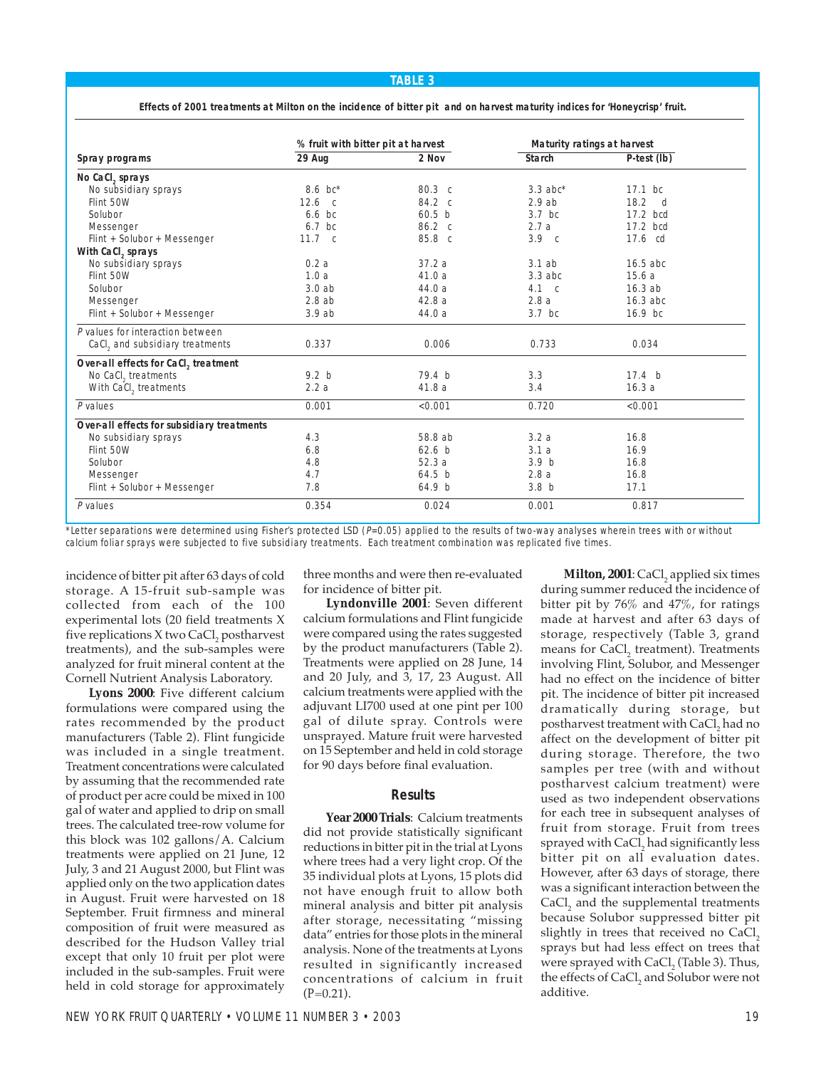**TABLE 3**

**Effects of 2001 treatments at Milton on the incidence of bitter pit and on harvest maturity indices for 'Honeycrisp' fruit.**

| Spray programs | % fruit with bitter pit at harvest 29 Aug | 2 Nov | Maturity ratings at harvest Starch | P-test (lb) |
|---|---|---|---|---|
| **No $CaCl_2$ sprays** | | | | |
| No subsidiary sprays | 8.6 bc* | 80.3 c | 3.3 abc* | 17.1 bc |
| Flint 50W | 12.6 c | 84.2 c | 2.9 ab | 18.2 d |
| Solubor | 6.6 bc | 60.5 b | 3.7 bc | 17.2 bcd |
| Messenger | 6.7 bc | 86.2 c | 2.7 a | 17.2 bcd |
| Flint + Solubor + Messenger | 11.7 c | 85.8 c | 3.9 c | 17.6 cd |
| **With $CaCl_2$ sprays** | | | | |
| No subsidiary sprays | 0.2 a | 37.2 a | 3.1 ab | 16.5 abc |
| Flint 50W | 1.0 a | 41.0 a | 3.3 abc | 15.6 a |
| Solubor | 3.0 ab | 44.0 a | 4.1 c | 16.3 ab |
| Messenger | 2.8 ab | 42.8 a | 2.8 a | 16.3 abc |
| Flint + Solubor + Messenger | 3.9 ab | 44.0 a | 3.7 bc | 16.9 bc |
| *P* values for interaction between $CaCl_2$ and subsidiary treatments | 0.337 | 0.006 | 0.733 | 0.034 |
| **Over-all effects for $CaCl_2$ treatment** | | | | |
| No $CaCl_2$ treatments | 9.2 b | 79.4 b | 3.3 | 17.4 b |
| With $CaCl_2$ treatments | 2.2 a | 41.8 a | 3.4 | 16.3 a |
| *P* values | 0.001 | <0.001 | 0.720 | <0.001 |
| **Over-all effects for subsidiary treatments** | | | | |
| No subsidiary sprays | 4.3 | 58.8 ab | 3.2 a | 16.8 |
| Flint 50W | 6.8 | 62.6 b | 3.1 a | 16.9 |
| Solubor | 4.8 | 52.3 a | 3.9 b | 16.8 |
| Messenger | 4.7 | 64.5 b | 2.8 a | 16.8 |
| Flint + Solubor + Messenger | 7.8 | 64.9 b | 3.8 b | 17.1 |
| *P* values | 0.354 | 0.024 | 0.001 | 0.817 |

*Letter separations were determined using Fisher's protected LSD ($P$=0.05) applied to the results of two-way analyses wherein trees with or without calcium foliar sprays were subjected to five subsidiary treatments. Each treatment combination was replicated five times.

incidence of bitter pit after 63 days of cold storage. A 15-fruit sub-sample was collected from each of the 100 experimental lots (20 field treatments X five replications X two $CaCl_2$ postharvest treatments), and the sub-samples were analyzed for fruit mineral content at the Cornell Nutrient Analysis Laboratory.

**Lyons 2000**: Five different calcium formulations were compared using the rates recommended by the product manufacturers (Table 2). Flint fungicide was included in a single treatment. Treatment concentrations were calculated by assuming that the recommended rate of product per acre could be mixed in 100 gal of water and applied to drip on small trees. The calculated tree-row volume for this block was 102 gallons/A. Calcium treatments were applied on 21 June, 12 July, 3 and 21 August 2000, but Flint was applied only on the two application dates in August. Fruit were harvested on 18 September. Fruit firmness and mineral composition of fruit were measured as described for the Hudson Valley trial except that only 10 fruit per plot were included in the sub-samples. Fruit were held in cold storage for approximately three months and were then re-evaluated for incidence of bitter pit.

**Lyndonville 2001**: Seven different calcium formulations and Flint fungicide were compared using the rates suggested by the product manufacturers (Table 2). Treatments were applied on 28 June, 14 and 20 July, and 3, 17, 23 August. All calcium treatments were applied with the adjuvant LI700 used at one pint per 100 gal of dilute spray. Controls were unsprayed. Mature fruit were harvested on 15 September and held in cold storage for 90 days before final evaluation.

## Results

**Year 2000 Trials**: Calcium treatments did not provide statistically significant reductions in bitter pit in the trial at Lyons where trees had a very light crop. Of the 35 individual plots at Lyons, 15 plots did not have enough fruit to allow both mineral analysis and bitter pit analysis after storage, necessitating "missing data" entries for those plots in the mineral analysis. None of the treatments at Lyons resulted in significantly increased concentrations of calcium in fruit (P=0.21).

**Milton, 2001**: $CaCl_2$ applied six times during summer reduced the incidence of bitter pit by 76% and 47%, for ratings made at harvest and after 63 days of storage, respectively (Table 3, grand means for $CaCl_2$ treatment). Treatments involving Flint, Solubor, and Messenger had no effect on the incidence of bitter pit. The incidence of bitter pit increased dramatically during storage, but postharvest treatment with $CaCl_2$ had no affect on the development of bitter pit during storage. Therefore, the two samples per tree (with and without postharvest calcium treatment) were used as two independent observations for each tree in subsequent analyses of fruit from storage. Fruit from trees sprayed with $CaCl_2$ had significantly less bitter pit on all evaluation dates. However, after 63 days of storage, there was a significant interaction between the $CaCl_2$ and the supplemental treatments because Solubor suppressed bitter pit slightly in trees that received no $CaCl_2$ sprays but had less effect on trees that were sprayed with $CaCl_2$ (Table 3). Thus, the effects of $CaCl_2$ and Solubor were not additive.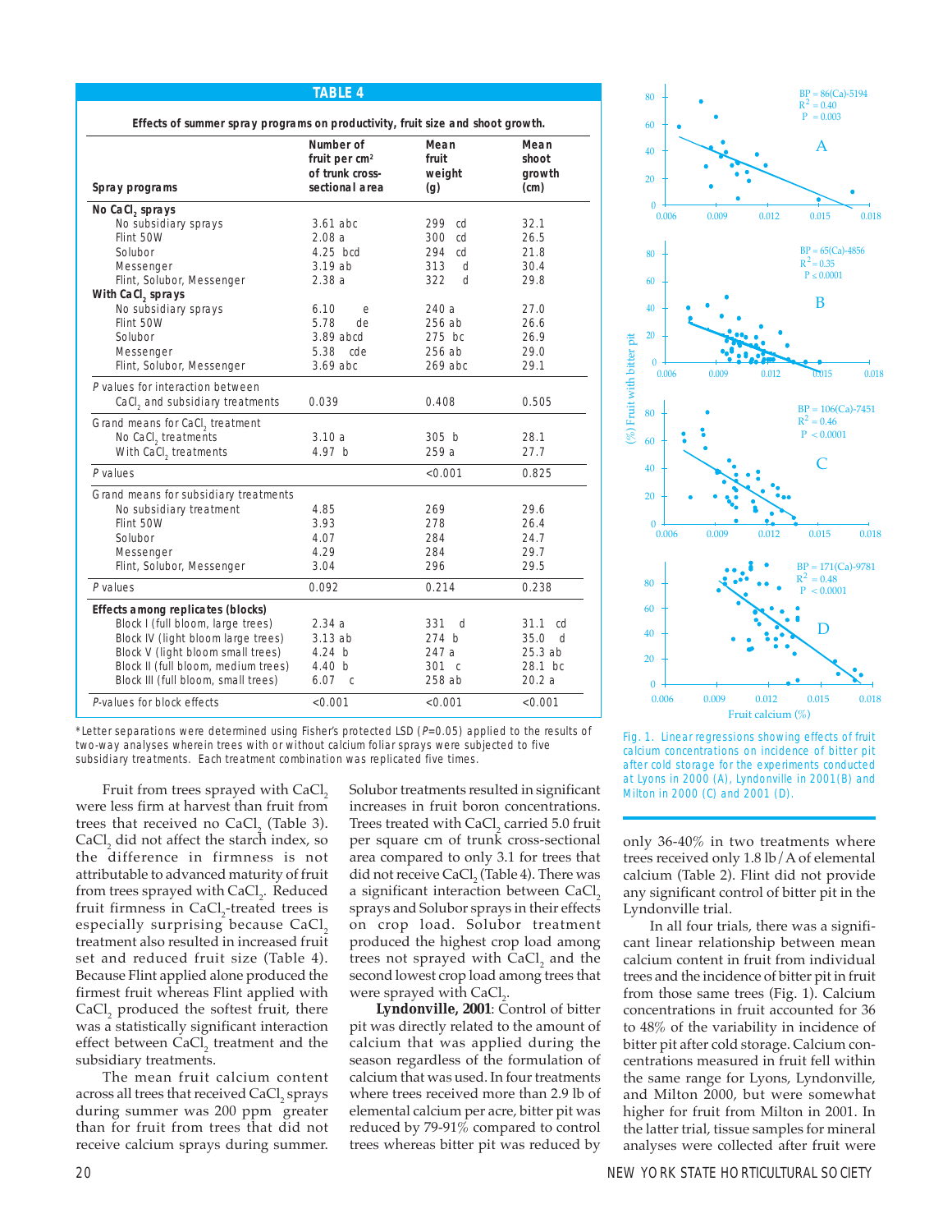**TABLE 4**

Effects of summer spray programs on productivity, fruit size and shoot growth.

| Spray programs | Number of fruit per $cm^2$ of trunk cross-sectional area | Mean fruit weight (g) | Mean shoot growth (cm) |
|---|---|---|---|
| **No $CaCl_2$ sprays** | | | |
| No subsidiary sprays | 3.61 abc | 299 cd | 32.1 |
| Flint 50W | 2.08 a | 300 cd | 26.5 |
| Solubor | 4.25 bcd | 294 cd | 21.8 |
| Messenger | 3.19 ab | 313 d | 30.4 |
| Flint, Solubor, Messenger | 2.38 a | 322 d | 29.8 |
| **With $CaCl_2$ sprays** | | | |
| No subsidiary sprays | 6.10 e | 240 a | 27.0 |
| Flint 50W | 5.78 de | 256 ab | 26.6 |
| Solubor | 3.89 abcd | 275 bc | 26.9 |
| Messenger | 5.38 cde | 256 ab | 29.0 |
| Flint, Solubor, Messenger | 3.69 abc | 269 abc | 29.1 |
| *P* values for interaction between $CaCl_2$ and subsidiary treatments | 0.039 | 0.408 | 0.505 |
| Grand means for $CaCl_2$ treatment | | | |
| No $CaCl_2$ treatments | 3.10 a | 305 b | 28.1 |
| With $CaCl_2$ treatments | 4.97 b | 259 a | 27.7 |
| *P* values | | <0.001 | 0.825 |
| Grand means for subsidiary treatments | | | |
| No subsidiary treatment | 4.85 | 269 | 29.6 |
| Flint 50W | 3.93 | 278 | 26.4 |
| Solubor | 4.07 | 284 | 24.7 |
| Messenger | 4.29 | 284 | 29.7 |
| Flint, Solubor, Messenger | 3.04 | 296 | 29.5 |
| *P* values | 0.092 | 0.214 | 0.238 |
| **Effects among replicates (blocks)** | | | |
| Block I (full bloom, large trees) | 2.34 a | 331 d | 31.1 cd |
| Block IV (light bloom large trees) | 3.13 ab | 274 b | 35.0 d |
| Block V (light bloom small trees) | 4.24 b | 247 a | 25.3 ab |
| Block II (full bloom, medium trees) | 4.40 b | 301 c | 28.1 bc |
| Block III (full bloom, small trees) | 6.07 c | 258 ab | 20.2 a |
| *P*-values for block effects | <0.001 | <0.001 | <0.001 |

*Letter separations were determined using Fisher's protected LSD ($P$=0.05) applied to the results of two-way analyses wherein trees with or without calcium foliar sprays were subjected to five subsidiary treatments. Each treatment combination was replicated five times.

Fruit from trees sprayed with $CaCl_2$ were less firm at harvest than fruit from trees that received no $CaCl_2$ (Table 3). $CaCl_2$ did not affect the starch index, so the difference in firmness is not attributable to advanced maturity of fruit from trees sprayed with $CaCl_2$. Reduced fruit firmness in $CaCl_2$-treated trees is especially surprising because $CaCl_2$ treatment also resulted in increased fruit set and reduced fruit size (Table 4). Because Flint applied alone produced the firmest fruit whereas Flint applied with $CaCl_2$ produced the softest fruit, there was a statistically significant interaction effect between $CaCl_2$ treatment and the subsidiary treatments.

The mean fruit calcium content across all trees that received $CaCl_2$ sprays during summer was 200 ppm greater than for fruit from trees that did not receive calcium sprays during summer. Solubor treatments resulted in significant increases in fruit boron concentrations. Trees treated with $CaCl_2$ carried 5.0 fruit per square cm of trunk cross-sectional area compared to only 3.1 for trees that did not receive $CaCl_2$ (Table 4). There was a significant interaction between $CaCl_2$ sprays and Solubor sprays in their effects on crop load. Solubor treatment produced the highest crop load among trees not sprayed with $CaCl_2$ and the second lowest crop load among trees that were sprayed with $CaCl_2$.

**Lyndonville, 2001**: Control of bitter pit was directly related to the amount of calcium that was applied during the season regardless of the formulation of calcium that was used. In four treatments where trees received more than 2.9 lb of elemental calcium per acre, bitter pit was reduced by 79-91% compared to control trees whereas bitter pit was reduced by only 36-40% in two treatments where trees received only 1.8 lb/A of elemental calcium (Table 2). Flint did not provide any significant control of bitter pit in the Lyndonville trial.

In all four trials, there was a significant linear relationship between mean calcium content in fruit from individual trees and the incidence of bitter pit in fruit from those same trees (Fig. 1). Calcium concentrations in fruit accounted for 36 to 48% of the variability in incidence of bitter pit after cold storage. Calcium concentrations measured in fruit fell within the same range for Lyons, Lyndonville, and Milton 2000, but were somewhat higher for fruit from Milton in 2001. In the latter trial, tissue samples for mineral analyses were collected after fruit were

Fig. 1. Linear regressions showing effects of fruit calcium concentrations on incidence of bitter pit after cold storage for the experiments conducted at Lyons in 2000 (A), Lyndonville in 2001(B) and Milton in 2000 (C) and 2001 (D).

(A) BP = 86(Ca)-5194, $R^2$ = 0.40, P = 0.003
(B) BP = 65(Ca)-4856, $R^2$ = 0.35, P ≤ 0.0001
(C) BP = 106(Ca)-7451, $R^2$ = 0.46, P < 0.0001
(D) BP = 171(Ca)-9781, $R^2$ = 0.48, P < 0.0001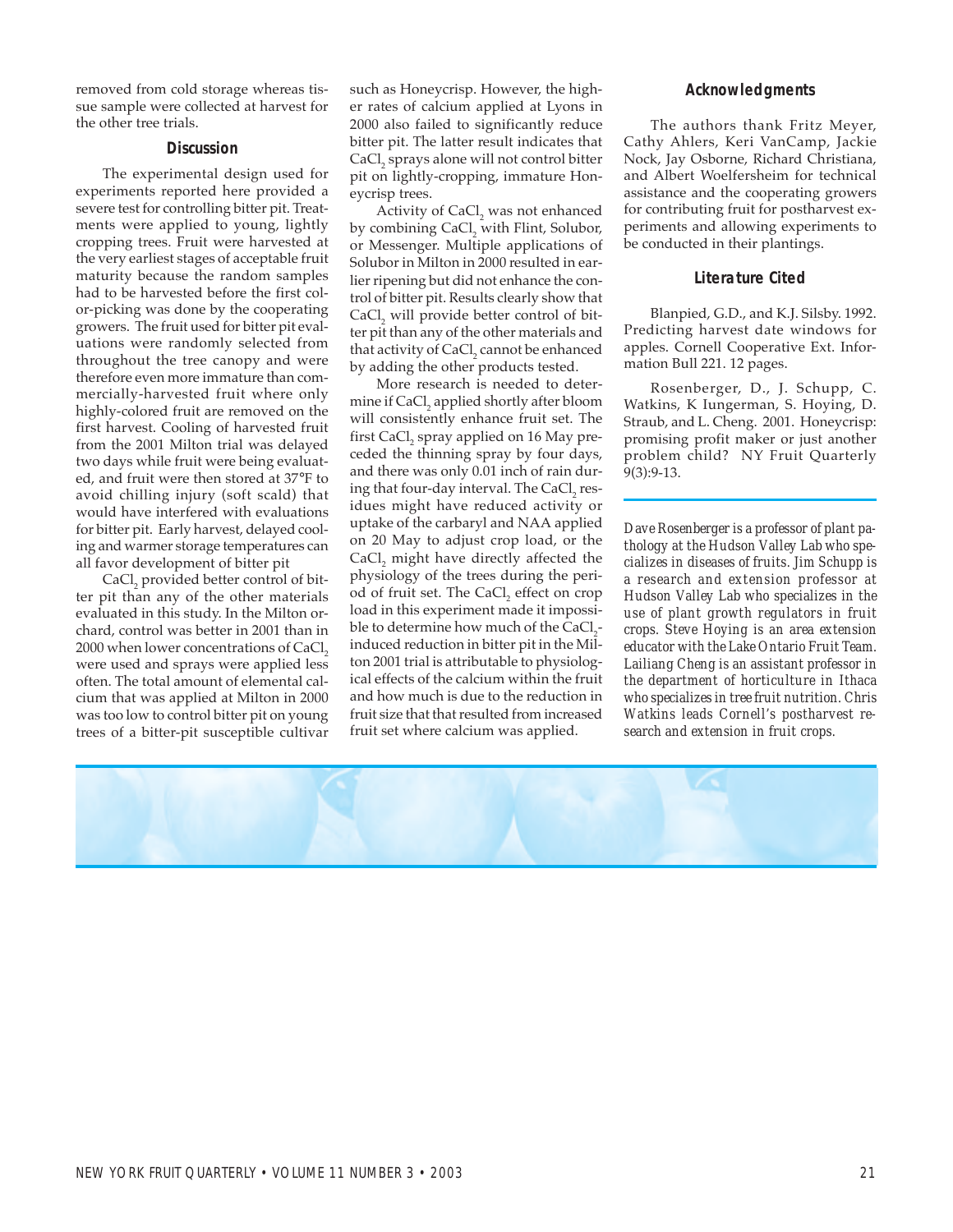removed from cold storage whereas tissue sample were collected at harvest for the other tree trials.

## Discussion

The experimental design used for experiments reported here provided a severe test for controlling bitter pit. Treatments were applied to young, lightly cropping trees. Fruit were harvested at the very earliest stages of acceptable fruit maturity because the random samples had to be harvested before the first color-picking was done by the cooperating growers. The fruit used for bitter pit evaluations were randomly selected from throughout the tree canopy and were therefore even more immature than commercially-harvested fruit where only highly-colored fruit are removed on the first harvest. Cooling of harvested fruit from the 2001 Milton trial was delayed two days while fruit were being evaluated, and fruit were then stored at 37°F to avoid chilling injury (soft scald) that would have interfered with evaluations for bitter pit. Early harvest, delayed cooling and warmer storage temperatures can all favor development of bitter pit

$CaCl_2$ provided better control of bitter pit than any of the other materials evaluated in this study. In the Milton orchard, control was better in 2001 than in 2000 when lower concentrations of $CaCl_2$ were used and sprays were applied less often. The total amount of elemental calcium that was applied at Milton in 2000 was too low to control bitter pit on young trees of a bitter-pit susceptible cultivar such as Honeycrisp. However, the higher rates of calcium applied at Lyons in 2000 also failed to significantly reduce bitter pit. The latter result indicates that $CaCl_2$ sprays alone will not control bitter pit on lightly-cropping, immature Honeycrisp trees.

Activity of $CaCl_2$ was not enhanced by combining $CaCl_2$ with Flint, Solubor, or Messenger. Multiple applications of Solubor in Milton in 2000 resulted in earlier ripening but did not enhance the control of bitter pit. Results clearly show that $CaCl_2$ will provide better control of bitter pit than any of the other materials and that activity of $CaCl_2$ cannot be enhanced by adding the other products tested.

More research is needed to determine if $CaCl_2$ applied shortly after bloom will consistently enhance fruit set. The first $CaCl_2$ spray applied on 16 May preceded the thinning spray by four days, and there was only 0.01 inch of rain during that four-day interval. The $CaCl_2$ residues might have reduced activity or uptake of the carbaryl and NAA applied on 20 May to adjust crop load, or the $CaCl_2$ might have directly affected the physiology of the trees during the period of fruit set. The $CaCl_2$ effect on crop load in this experiment made it impossible to determine how much of the $CaCl_2$-induced reduction in bitter pit in the Milton 2001 trial is attributable to physiological effects of the calcium within the fruit and how much is due to the reduction in fruit size that that resulted from increased fruit set where calcium was applied.

## Acknowledgments

The authors thank Fritz Meyer, Cathy Ahlers, Keri VanCamp, Jackie Nock, Jay Osborne, Richard Christiana, and Albert Woelfersheim for technical assistance and the cooperating growers for contributing fruit for postharvest experiments and allowing experiments to be conducted in their plantings.

## Literature Cited

Blanpied, G.D., and K.J. Silsby. 1992. Predicting harvest date windows for apples. Cornell Cooperative Ext. Information Bull 221. 12 pages.

Rosenberger, D., J. Schupp, C. Watkins, K Iungerman, S. Hoying, D. Straub, and L. Cheng. 2001. Honeycrisp: promising profit maker or just another problem child? NY Fruit Quarterly 9(3):9-13.

*Dave Rosenberger is a professor of plant pathology at the Hudson Valley Lab who specializes in diseases of fruits. Jim Schupp is a research and extension professor at Hudson Valley Lab who specializes in the use of plant growth regulators in fruit crops. Steve Hoying is an area extension educator with the Lake Ontario Fruit Team. Lailiang Cheng is an assistant professor in the department of horticulture in Ithaca who specializes in tree fruit nutrition. Chris Watkins leads Cornell's postharvest research and extension in fruit crops.*